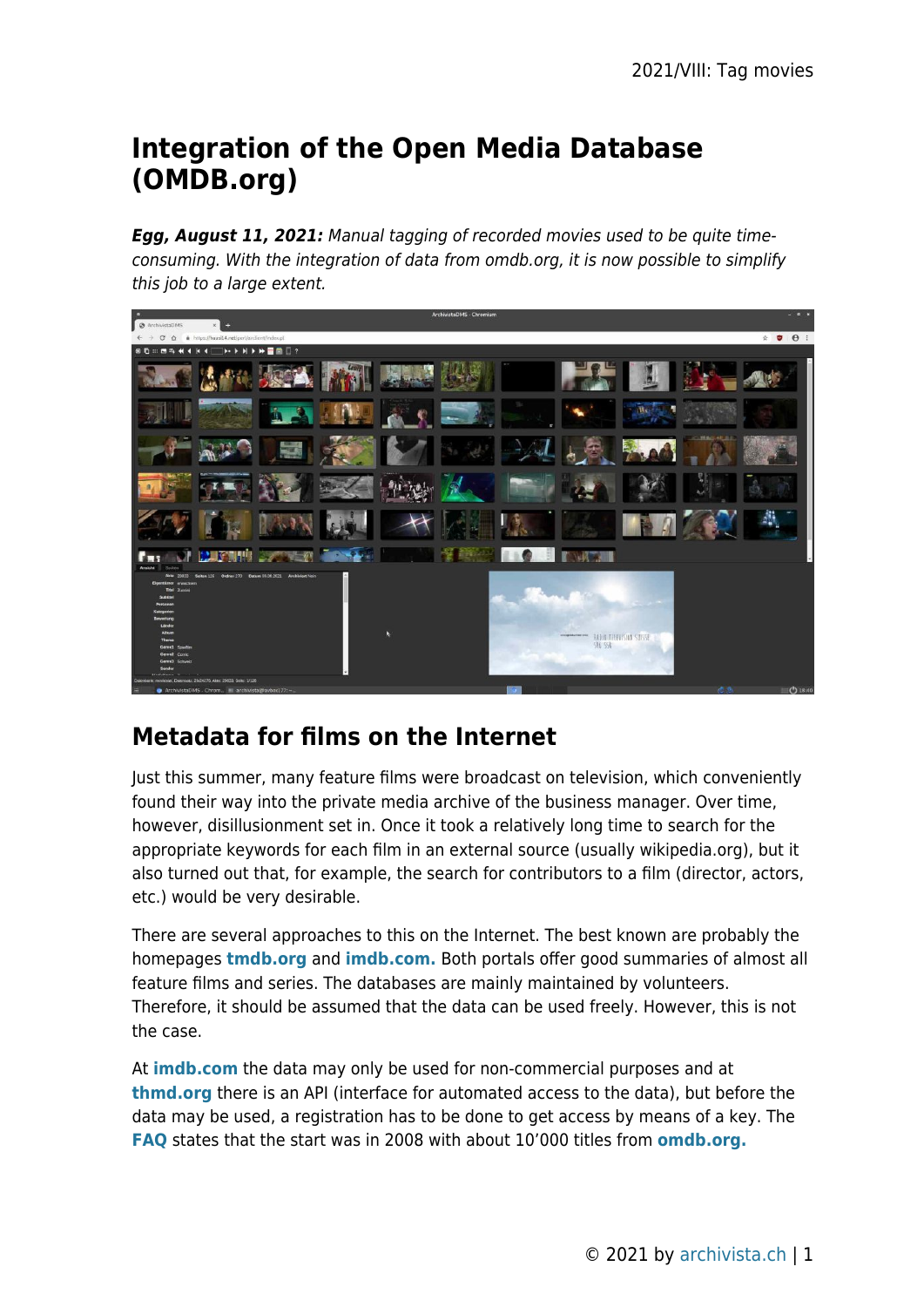# Integration of the Open Media Database (OMDB.org)

***Egg, August 11, 2021:*** *Manual tagging of recorded movies used to be quite time-consuming. With the integration of data from omdb.org, it is now possible to simplify this job to a large extent.*

## Metadata for films on the Internet

Just this summer, many feature films were broadcast on television, which conveniently found their way into the private media archive of the business manager. Over time, however, disillusionment set in. Once it took a relatively long time to search for the appropriate keywords for each film in an external source (usually wikipedia.org), but it also turned out that, for example, the search for contributors to a film (director, actors, etc.) would be very desirable.

There are several approaches to this on the Internet. The best known are probably the homepages **tmdb.org** and **imdb.com.** Both portals offer good summaries of almost all feature films and series. The databases are mainly maintained by volunteers. Therefore, it should be assumed that the data can be used freely. However, this is not the case.

At **imdb.com** the data may only be used for non-commercial purposes and at **thmd.org** there is an API (interface for automated access to the data), but before the data may be used, a registration has to be done to get access by means of a key. The **FAQ** states that the start was in 2008 with about 10’000 titles from **omdb.org.**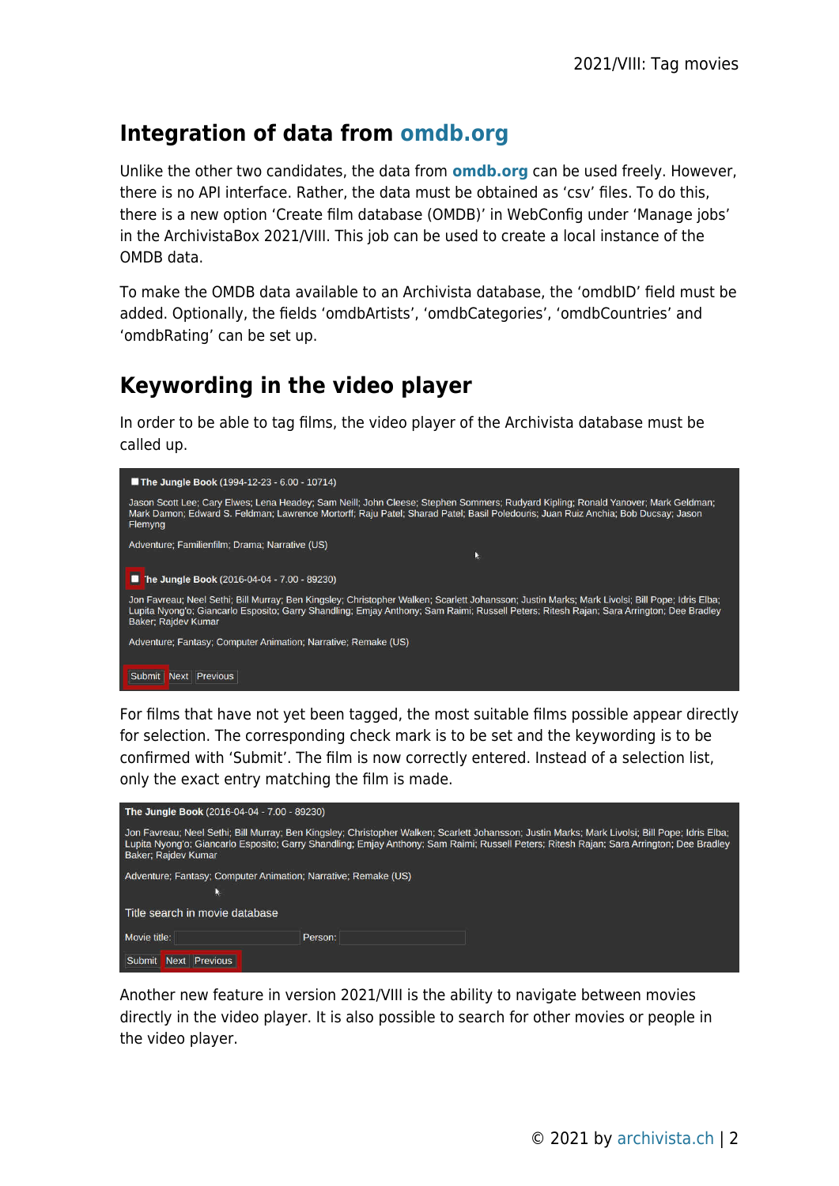## Integration of data from omdb.org

Unlike the other two candidates, the data from **omdb.org** can be used freely. However, there is no API interface. Rather, the data must be obtained as 'csv' files. To do this, there is a new option 'Create film database (OMDB)' in WebConfig under 'Manage jobs' in the ArchivistaBox 2021/VIII. This job can be used to create a local instance of the OMDB data.

To make the OMDB data available to an Archivista database, the 'omdbID' field must be added. Optionally, the fields 'omdbArtists', 'omdbCategories', 'omdbCountries' and 'omdbRating' can be set up.

## Keywording in the video player

In order to be able to tag films, the video player of the Archivista database must be called up.

For films that have not yet been tagged, the most suitable films possible appear directly for selection. The corresponding check mark is to be set and the keywording is to be confirmed with 'Submit'. The film is now correctly entered. Instead of a selection list, only the exact entry matching the film is made.

Another new feature in version 2021/VIII is the ability to navigate between movies directly in the video player. It is also possible to search for other movies or people in the video player.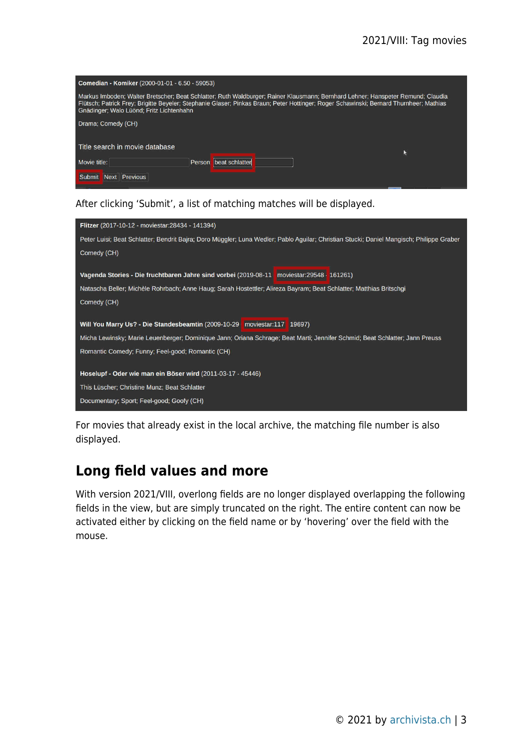Comedian - Komiker (2000-01-01 - 6.50 - 59053)

Markus Imboden; Walter Bretscher; Beat Schlatter; Ruth Waldburger; Rainer Klausmann; Bernhard Lehner; Hanspeter Remund; Claudia Flütsch; Patrick Frey; Brigitte Beyeler; Stephanie Glaser; Pinkas Braun; Peter Hottinger; Roger Schawinski; Bernard Thurnheer; Mathias Gnädinger; Walo Lüönd; Fritz Lichtenhahn

Drama; Comedy (CH)

Title search in movie database

Movie title: Person beat schlatter

Submit Next Previous

After clicking 'Submit', a list of matching matches will be displayed.

**Flitzer** (2017-10-12 - moviestar:28434 - 141394)

Peter Luisi; Beat Schlatter; Bendrit Bajra; Doro Müggler; Luna Wedler; Pablo Aguilar; Christian Stucki; Daniel Mangisch; Philippe Graber

Comedy (CH)

**Vagenda Stories - Die fruchtbaren Jahre sind vorbei** (2019-08-11 - moviestar:29548 - 161261)

Natascha Beller; Michèle Rohrbach; Anne Haug; Sarah Hostettler; Alireza Bayram; Beat Schlatter; Matthias Britschgi

Comedy (CH)

**Will You Marry Us? - Die Standesbeamtin** (2009-10-29 - moviestar:117 - 19697)

Micha Lewinsky; Marie Leuenberger; Dominique Jann; Oriana Schrage; Beat Marti; Jennifer Schmid; Beat Schlatter; Jann Preuss

Romantic Comedy; Funny; Feel-good; Romantic (CH)

**Hoselupf - Oder wie man ein Böser wird** (2011-03-17 - 45446)

This Lüscher; Christine Munz; Beat Schlatter

Documentary; Sport; Feel-good; Goofy (CH)

For movies that already exist in the local archive, the matching file number is also displayed.

## Long field values and more

With version 2021/VIII, overlong fields are no longer displayed overlapping the following fields in the view, but are simply truncated on the right. The entire content can now be activated either by clicking on the field name or by 'hovering' over the field with the mouse.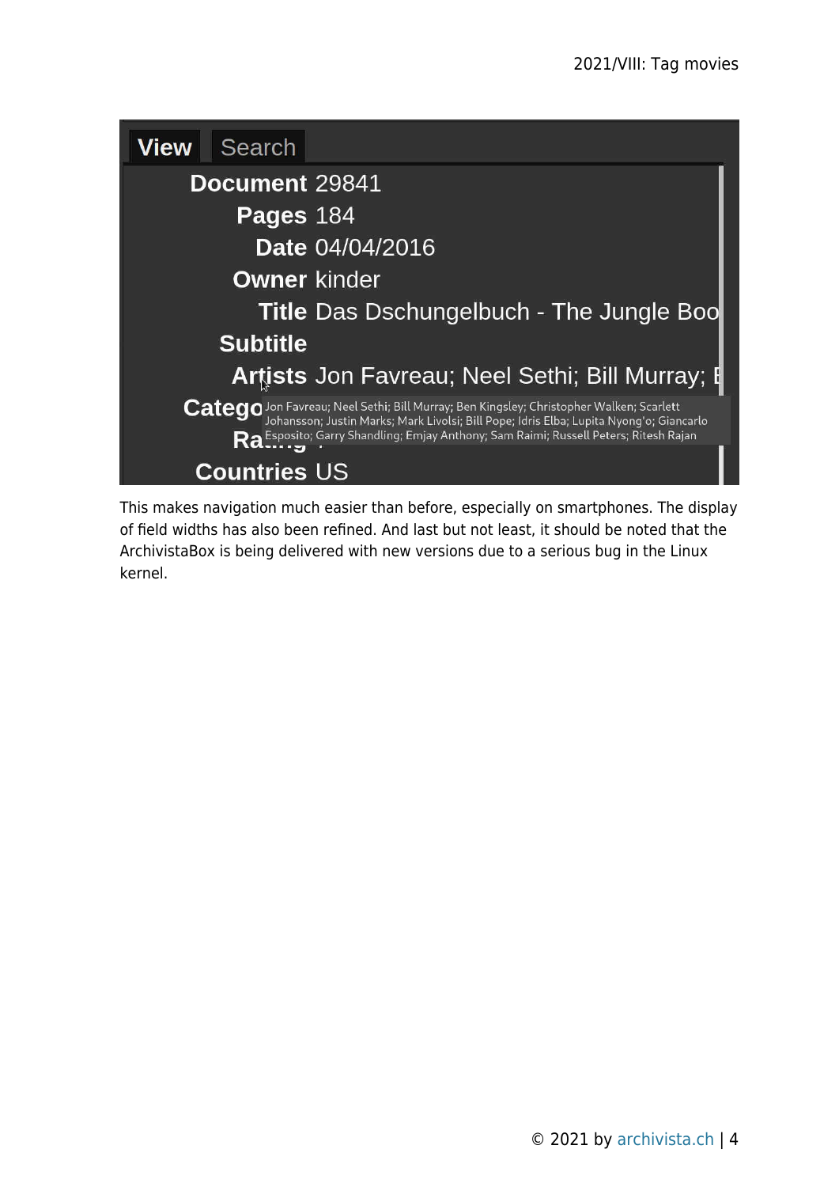| | |
|---|---|
| **Document** | 29841 |
| **Pages** | 184 |
| **Date** | 04/04/2016 |
| **Owner** | kinder |
| **Title** | Das Dschungelbuch - The Jungle Boo |
| **Subtitle** | |
| **Artists** | Jon Favreau; Neel Sethi; Bill Murray; E |
| **Catego** | Jon Favreau; Neel Sethi; Bill Murray; Ben Kingsley; Christopher Walken; Scarlett Johansson; Justin Marks; Mark Livolsi; Bill Pope; Idris Elba; Lupita Nyong'o; Giancarlo Esposito; Garry Shandling; Emjay Anthony; Sam Raimi; Russell Peters; Ritesh Rajan |
| **Ra** | |
| **Countries** | US |

This makes navigation much easier than before, especially on smartphones. The display of field widths has also been refined. And last but not least, it should be noted that the ArchivistaBox is being delivered with new versions due to a serious bug in the Linux kernel.